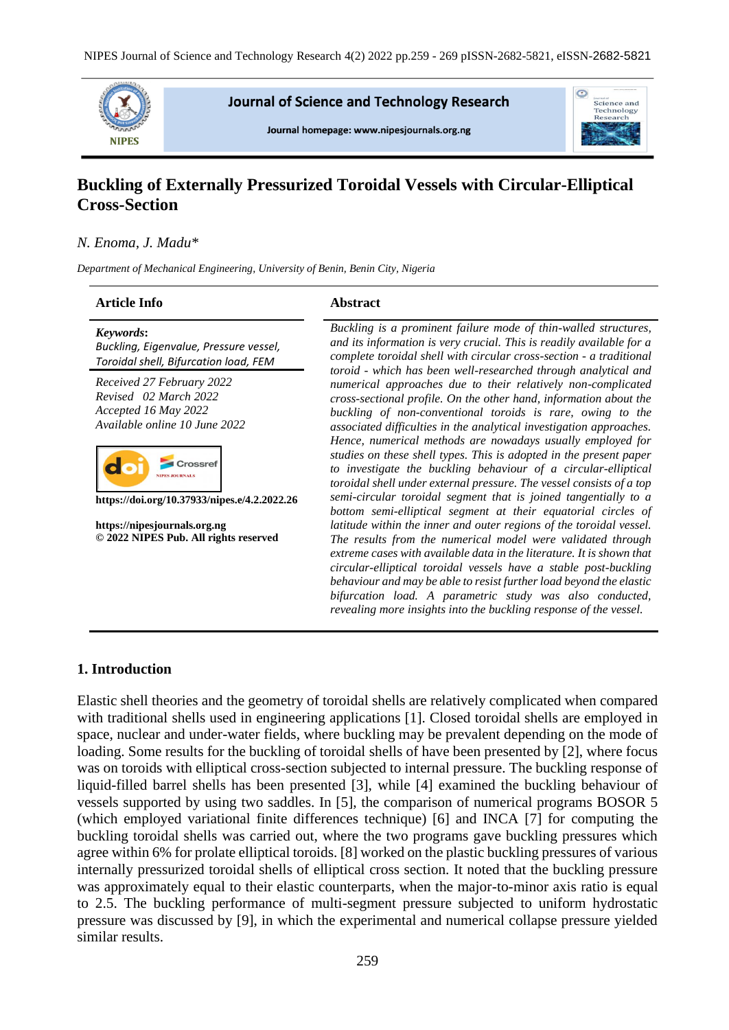# Buckling of Externally Pressurized Toroidal Vessels with Circular-Elliptical Cross-Section

*N. Enoma, J. Madu**

*Department of Mechanical Engineering, University of Benin, Benin City, Nigeria*

## Article Info

***Keywords*:**
*Buckling, Eigenvalue, Pressure vessel, Toroidal shell, Bifurcation load, FEM*

*Received 27 February 2022*
*Revised 02 March 2022*
*Accepted 16 May 2022*
*Available online 10 June 2022*

**https://doi.org/10.37933/nipes.e/4.2.2022.26**

**https://nipesjournals.org.ng**
**© 2022 NIPES Pub. All rights reserved**

## Abstract

*Buckling is a prominent failure mode of thin-walled structures, and its information is very crucial. This is readily available for a complete toroidal shell with circular cross-section - a traditional toroid - which has been well-researched through analytical and numerical approaches due to their relatively non-complicated cross-sectional profile. On the other hand, information about the buckling of non-conventional toroids is rare, owing to the associated difficulties in the analytical investigation approaches. Hence, numerical methods are nowadays usually employed for studies on these shell types. This is adopted in the present paper to investigate the buckling behaviour of a circular-elliptical toroidal shell under external pressure. The vessel consists of a top semi-circular toroidal segment that is joined tangentially to a bottom semi-elliptical segment at their equatorial circles of latitude within the inner and outer regions of the toroidal vessel. The results from the numerical model were validated through extreme cases with available data in the literature. It is shown that circular-elliptical toroidal vessels have a stable post-buckling behaviour and may be able to resist further load beyond the elastic bifurcation load. A parametric study was also conducted, revealing more insights into the buckling response of the vessel.*

## 1. Introduction

Elastic shell theories and the geometry of toroidal shells are relatively complicated when compared with traditional shells used in engineering applications [1]. Closed toroidal shells are employed in space, nuclear and under-water fields, where buckling may be prevalent depending on the mode of loading. Some results for the buckling of toroidal shells of have been presented by [2], where focus was on toroids with elliptical cross-section subjected to internal pressure. The buckling response of liquid-filled barrel shells has been presented [3], while [4] examined the buckling behaviour of vessels supported by using two saddles. In [5], the comparison of numerical programs BOSOR 5 (which employed variational finite differences technique) [6] and INCA [7] for computing the buckling toroidal shells was carried out, where the two programs gave buckling pressures which agree within 6% for prolate elliptical toroids. [8] worked on the plastic buckling pressures of various internally pressurized toroidal shells of elliptical cross section. It noted that the buckling pressure was approximately equal to their elastic counterparts, when the major-to-minor axis ratio is equal to 2.5. The buckling performance of multi-segment pressure subjected to uniform hydrostatic pressure was discussed by [9], in which the experimental and numerical collapse pressure yielded similar results.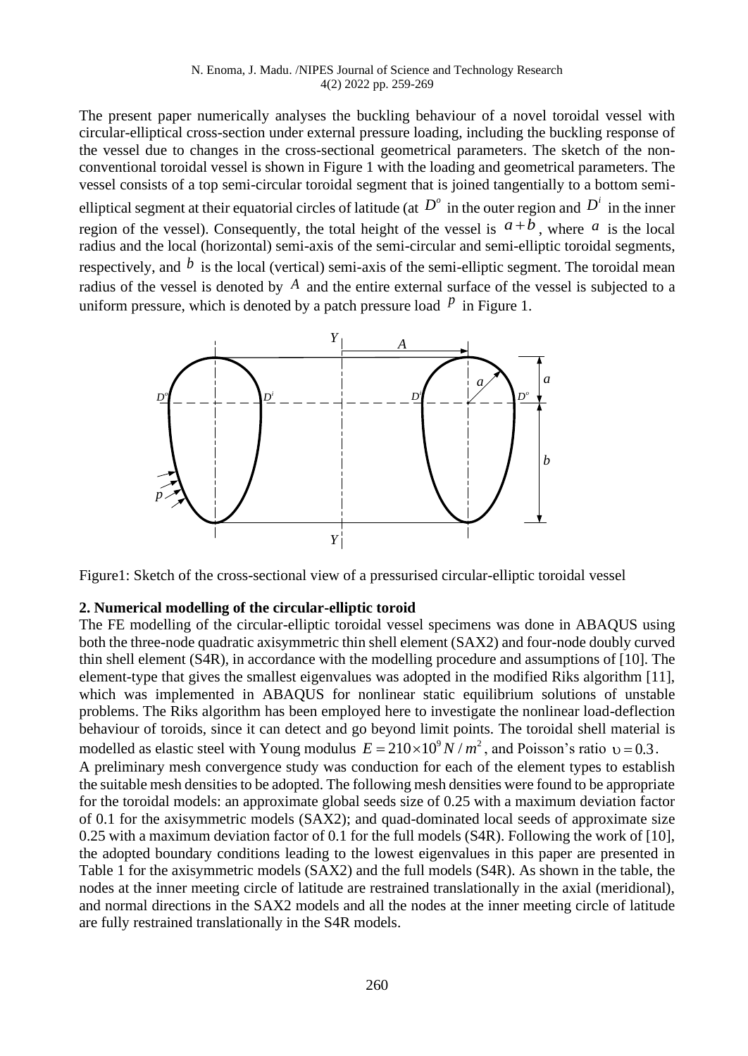The present paper numerically analyses the buckling behaviour of a novel toroidal vessel with circular-elliptical cross-section under external pressure loading, including the buckling response of the vessel due to changes in the cross-sectional geometrical parameters. The sketch of the non-conventional toroidal vessel is shown in Figure 1 with the loading and geometrical parameters. The vessel consists of a top semi-circular toroidal segment that is joined tangentially to a bottom semi-elliptical segment at their equatorial circles of latitude (at $D^o$ in the outer region and $D^i$ in the inner region of the vessel). Consequently, the total height of the vessel is $a+b$, where $a$ is the local radius and the local (horizontal) semi-axis of the semi-circular and semi-elliptic toroidal segments, respectively, and $b$ is the local (vertical) semi-axis of the semi-elliptic segment. The toroidal mean radius of the vessel is denoted by $A$ and the entire external surface of the vessel is subjected to a uniform pressure, which is denoted by a patch pressure load $p$ in Figure 1.

Figure1: Sketch of the cross-sectional view of a pressurised circular-elliptic toroidal vessel

## 2. Numerical modelling of the circular-elliptic toroid

The FE modelling of the circular-elliptic toroidal vessel specimens was done in ABAQUS using both the three-node quadratic axisymmetric thin shell element (SAX2) and four-node doubly curved thin shell element (S4R), in accordance with the modelling procedure and assumptions of [10]. The element-type that gives the smallest eigenvalues was adopted in the modified Riks algorithm [11], which was implemented in ABAQUS for nonlinear static equilibrium solutions of unstable problems. The Riks algorithm has been employed here to investigate the nonlinear load-deflection behaviour of toroids, since it can detect and go beyond limit points. The toroidal shell material is modelled as elastic steel with Young modulus $E = 210 \times 10^9 N/m^2$, and Poisson's ratio $\upsilon = 0.3$.

A preliminary mesh convergence study was conduction for each of the element types to establish the suitable mesh densities to be adopted. The following mesh densities were found to be appropriate for the toroidal models: an approximate global seeds size of 0.25 with a maximum deviation factor of 0.1 for the axisymmetric models (SAX2); and quad-dominated local seeds of approximate size 0.25 with a maximum deviation factor of 0.1 for the full models (S4R). Following the work of [10], the adopted boundary conditions leading to the lowest eigenvalues in this paper are presented in Table 1 for the axisymmetric models (SAX2) and the full models (S4R). As shown in the table, the nodes at the inner meeting circle of latitude are restrained translationally in the axial (meridional), and normal directions in the SAX2 models and all the nodes at the inner meeting circle of latitude are fully restrained translationally in the S4R models.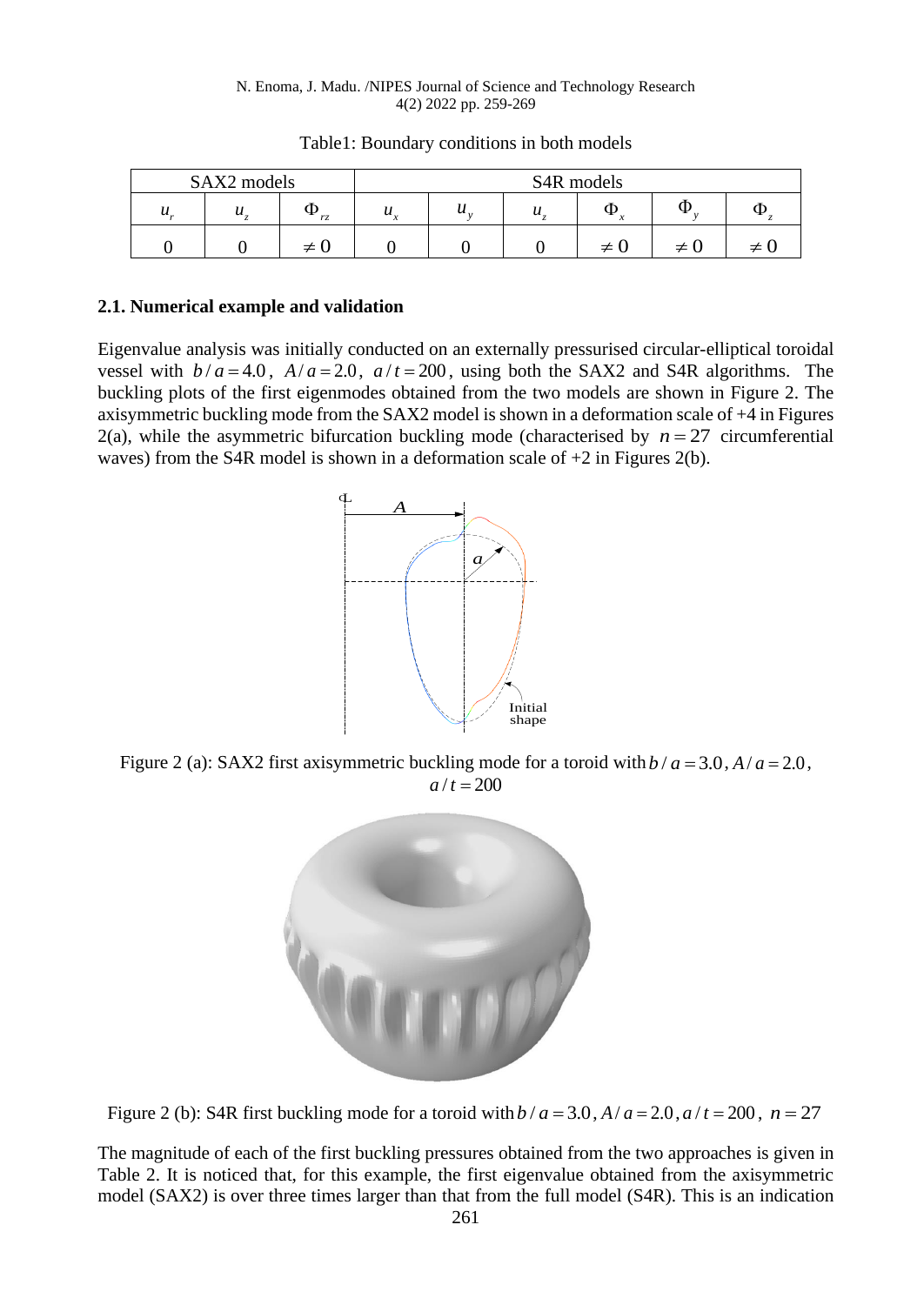Table1: Boundary conditions in both models

| SAX2 models | | | S4R models | | | | | |
|---|---|---|---|---|---|---|---|---|
| $u_r$ | $u_z$ | $\Phi_{rz}$ | $u_x$ | $u_y$ | $u_z$ | $\Phi_x$ | $\Phi_y$ | $\Phi_z$ |
| 0 | 0 | $\neq 0$ | 0 | 0 | 0 | $\neq 0$ | $\neq 0$ | $\neq 0$ |

### 2.1. Numerical example and validation

Eigenvalue analysis was initially conducted on an externally pressurised circular-elliptical toroidal vessel with $b/a = 4.0$, $A/a = 2.0$, $a/t = 200$, using both the SAX2 and S4R algorithms. The buckling plots of the first eigenmodes obtained from the two models are shown in Figure 2. The axisymmetric buckling mode from the SAX2 model is shown in a deformation scale of +4 in Figures 2(a), while the asymmetric bifurcation buckling mode (characterised by $n = 27$ circumferential waves) from the S4R model is shown in a deformation scale of +2 in Figures 2(b).

Figure 2 (a): SAX2 first axisymmetric buckling mode for a toroid with $b/a = 3.0$, $A/a = 2.0$, $a/t = 200$

Figure 2 (b): S4R first buckling mode for a toroid with $b/a = 3.0$, $A/a = 2.0$, $a/t = 200$, $n = 27$

The magnitude of each of the first buckling pressures obtained from the two approaches is given in Table 2. It is noticed that, for this example, the first eigenvalue obtained from the axisymmetric model (SAX2) is over three times larger than that from the full model (S4R). This is an indication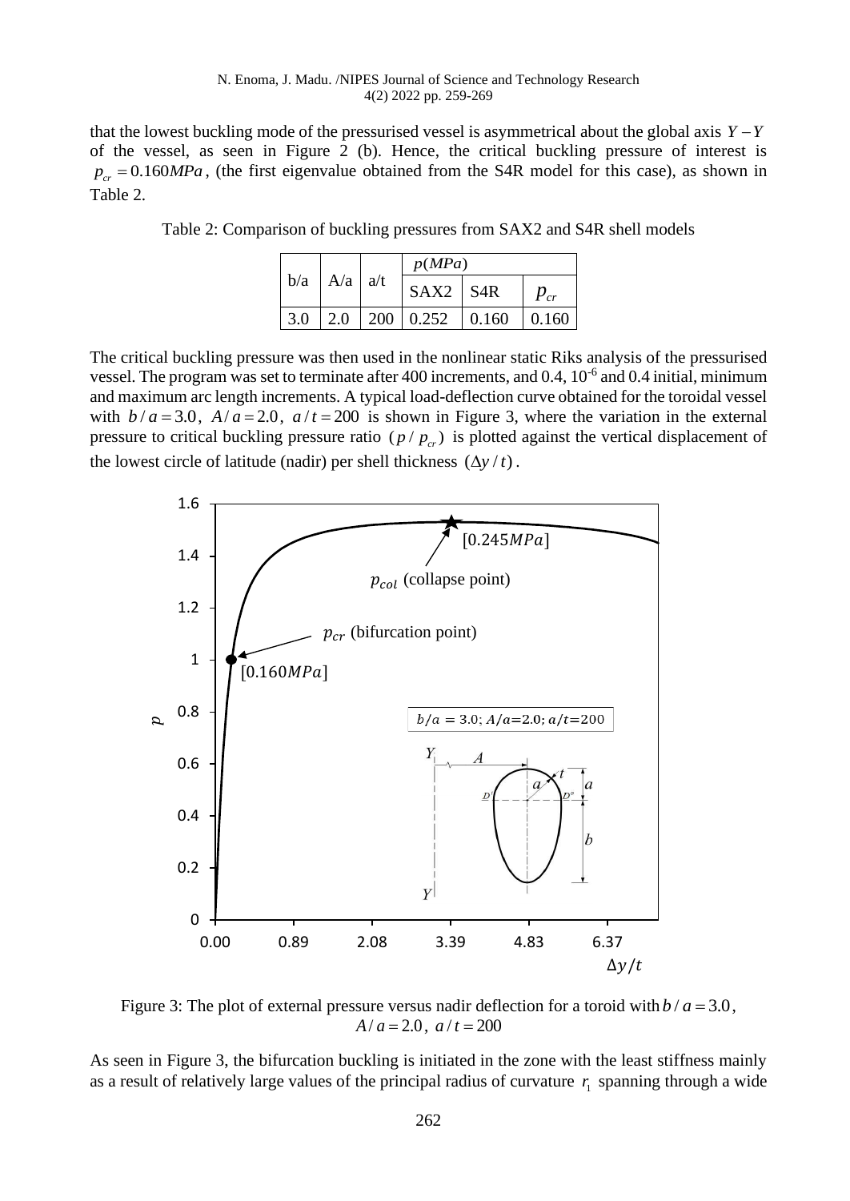that the lowest buckling mode of the pressurised vessel is asymmetrical about the global axis $Y-Y$ of the vessel, as seen in Figure 2 (b). Hence, the critical buckling pressure of interest is $p_{cr} = 0.160MPa$, (the first eigenvalue obtained from the S4R model for this case), as shown in Table 2.

Table 2: Comparison of buckling pressures from SAX2 and S4R shell models

| b/a | A/a | a/t | $p(MPa)$ | | |
|---|---|---|---|---|---|
| | | | SAX2 | S4R | $p_{cr}$ |
| 3.0 | 2.0 | 200 | 0.252 | 0.160 | 0.160 |

The critical buckling pressure was then used in the nonlinear static Riks analysis of the pressurised vessel. The program was set to terminate after 400 increments, and 0.4, $10^{-6}$ and 0.4 initial, minimum and maximum arc length increments. A typical load-deflection curve obtained for the toroidal vessel with $b/a = 3.0$, $A/a = 2.0$, $a/t = 200$ is shown in Figure 3, where the variation in the external pressure to critical buckling pressure ratio $(p/p_{cr})$ is plotted against the vertical displacement of the lowest circle of latitude (nadir) per shell thickness $(\Delta y/t)$.

Figure 3: The plot of external pressure versus nadir deflection for a toroid with $b/a = 3.0$, $A/a = 2.0$, $a/t = 200$

As seen in Figure 3, the bifurcation buckling is initiated in the zone with the least stiffness mainly as a result of relatively large values of the principal radius of curvature $r_1$ spanning through a wide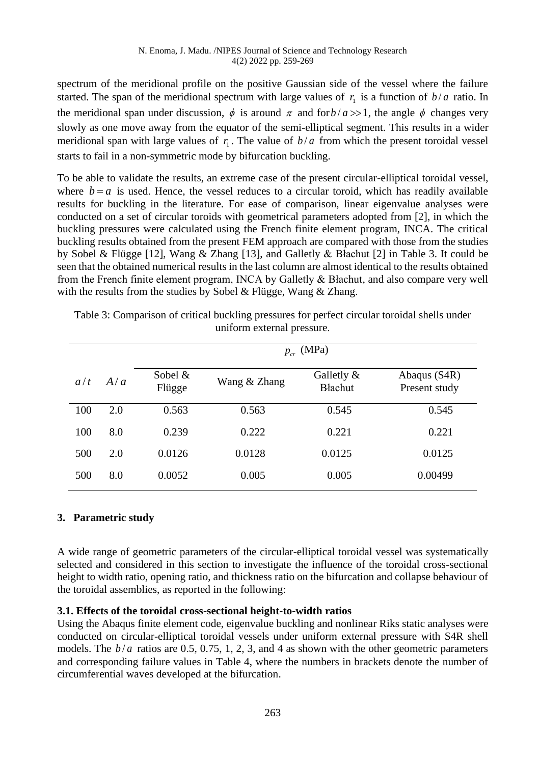spectrum of the meridional profile on the positive Gaussian side of the vessel where the failure started. The span of the meridional spectrum with large values of $r_1$ is a function of $b/a$ ratio. In the meridional span under discussion, $\phi$ is around $\pi$ and for $b/a >> 1$, the angle $\phi$ changes very slowly as one move away from the equator of the semi-elliptical segment. This results in a wider meridional span with large values of $r_1$. The value of $b/a$ from which the present toroidal vessel starts to fail in a non-symmetric mode by bifurcation buckling.

To be able to validate the results, an extreme case of the present circular-elliptical toroidal vessel, where $b = a$ is used. Hence, the vessel reduces to a circular toroid, which has readily available results for buckling in the literature. For ease of comparison, linear eigenvalue analyses were conducted on a set of circular toroids with geometrical parameters adopted from [2], in which the buckling pressures were calculated using the French finite element program, INCA. The critical buckling results obtained from the present FEM approach are compared with those from the studies by Sobel & Flügge [12], Wang & Zhang [13], and Galletly & Błachut [2] in Table 3. It could be seen that the obtained numerical results in the last column are almost identical to the results obtained from the French finite element program, INCA by Galletly & Błachut, and also compare very well with the results from the studies by Sobel & Flügge, Wang & Zhang.

Table 3: Comparison of critical buckling pressures for perfect circular toroidal shells under uniform external pressure.

| | | $p_{cr}$ (MPa) | | | |
|---|---|---|---|---|---|
| $a/t$ | $A/a$ | Sobel & Flügge | Wang & Zhang | Galletly & Błachut | Abaqus (S4R) Present study |
| 100 | 2.0 | 0.563 | 0.563 | 0.545 | 0.545 |
| 100 | 8.0 | 0.239 | 0.222 | 0.221 | 0.221 |
| 500 | 2.0 | 0.0126 | 0.0128 | 0.0125 | 0.0125 |
| 500 | 8.0 | 0.0052 | 0.005 | 0.005 | 0.00499 |

## 3. Parametric study

A wide range of geometric parameters of the circular-elliptical toroidal vessel was systematically selected and considered in this section to investigate the influence of the toroidal cross-sectional height to width ratio, opening ratio, and thickness ratio on the bifurcation and collapse behaviour of the toroidal assemblies, as reported in the following:

### 3.1. Effects of the toroidal cross-sectional height-to-width ratios

Using the Abaqus finite element code, eigenvalue buckling and nonlinear Riks static analyses were conducted on circular-elliptical toroidal vessels under uniform external pressure with S4R shell models. The $b/a$ ratios are 0.5, 0.75, 1, 2, 3, and 4 as shown with the other geometric parameters and corresponding failure values in Table 4, where the numbers in brackets denote the number of circumferential waves developed at the bifurcation.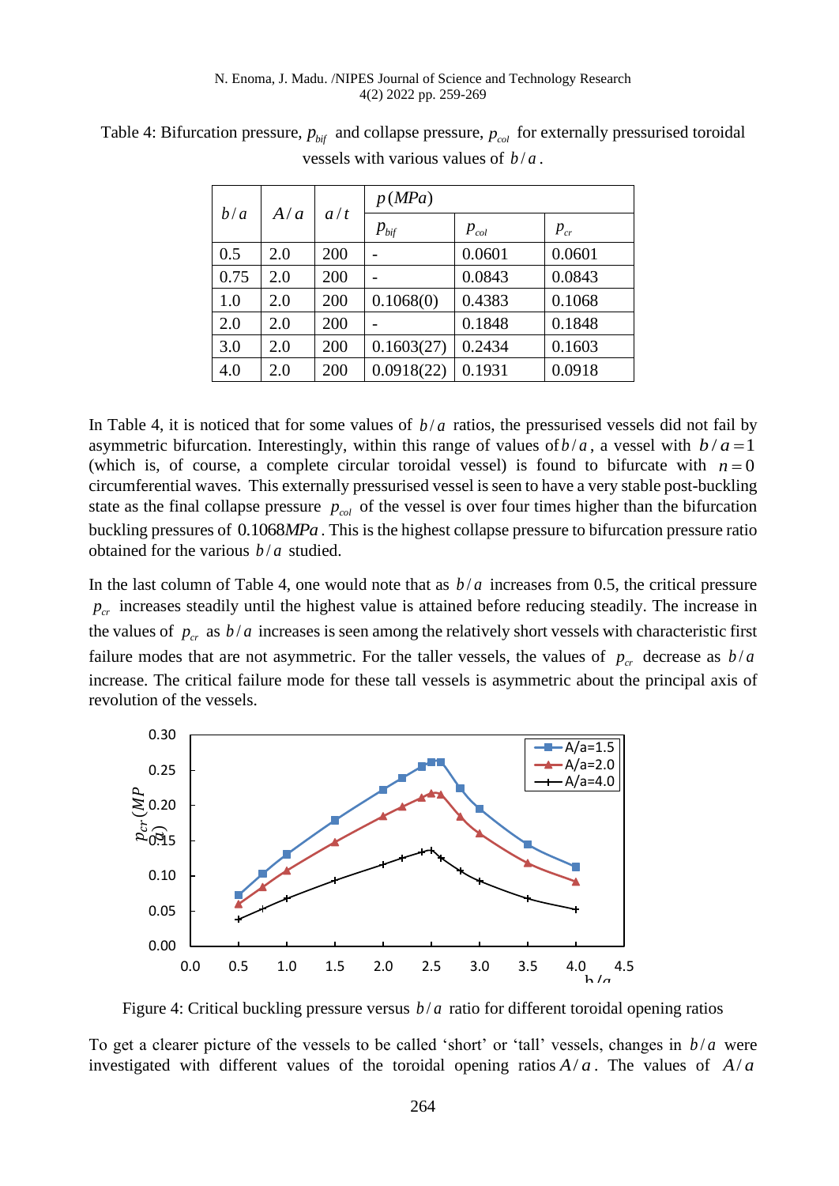Table 4: Bifurcation pressure, $p_{bif}$ and collapse pressure, $p_{col}$ for externally pressurised toroidal vessels with various values of $b/a$.

| $b/a$ | $A/a$ | $a/t$ | $p\,(MPa)$ | | |
|---|---|---|---|---|---|
| | | | $p_{bif}$ | $p_{col}$ | $p_{cr}$ |
| 0.5 | 2.0 | 200 | - | 0.0601 | 0.0601 |
| 0.75 | 2.0 | 200 | - | 0.0843 | 0.0843 |
| 1.0 | 2.0 | 200 | 0.1068(0) | 0.4383 | 0.1068 |
| 2.0 | 2.0 | 200 | - | 0.1848 | 0.1848 |
| 3.0 | 2.0 | 200 | 0.1603(27) | 0.2434 | 0.1603 |
| 4.0 | 2.0 | 200 | 0.0918(22) | 0.1931 | 0.0918 |

In Table 4, it is noticed that for some values of $b/a$ ratios, the pressurised vessels did not fail by asymmetric bifurcation. Interestingly, within this range of values of $b/a$, a vessel with $b/a=1$ (which is, of course, a complete circular toroidal vessel) is found to bifurcate with $n=0$ circumferential waves. This externally pressurised vessel is seen to have a very stable post-buckling state as the final collapse pressure $p_{col}$ of the vessel is over four times higher than the bifurcation buckling pressures of $0.1068MPa$. This is the highest collapse pressure to bifurcation pressure ratio obtained for the various $b/a$ studied.

In the last column of Table 4, one would note that as $b/a$ increases from 0.5, the critical pressure $p_{cr}$ increases steadily until the highest value is attained before reducing steadily. The increase in the values of $p_{cr}$ as $b/a$ increases is seen among the relatively short vessels with characteristic first failure modes that are not asymmetric. For the taller vessels, the values of $p_{cr}$ decrease as $b/a$ increase. The critical failure mode for these tall vessels is asymmetric about the principal axis of revolution of the vessels.

Figure 4: Critical buckling pressure versus $b/a$ ratio for different toroidal opening ratios

To get a clearer picture of the vessels to be called 'short' or 'tall' vessels, changes in $b/a$ were investigated with different values of the toroidal opening ratios $A/a$. The values of $A/a$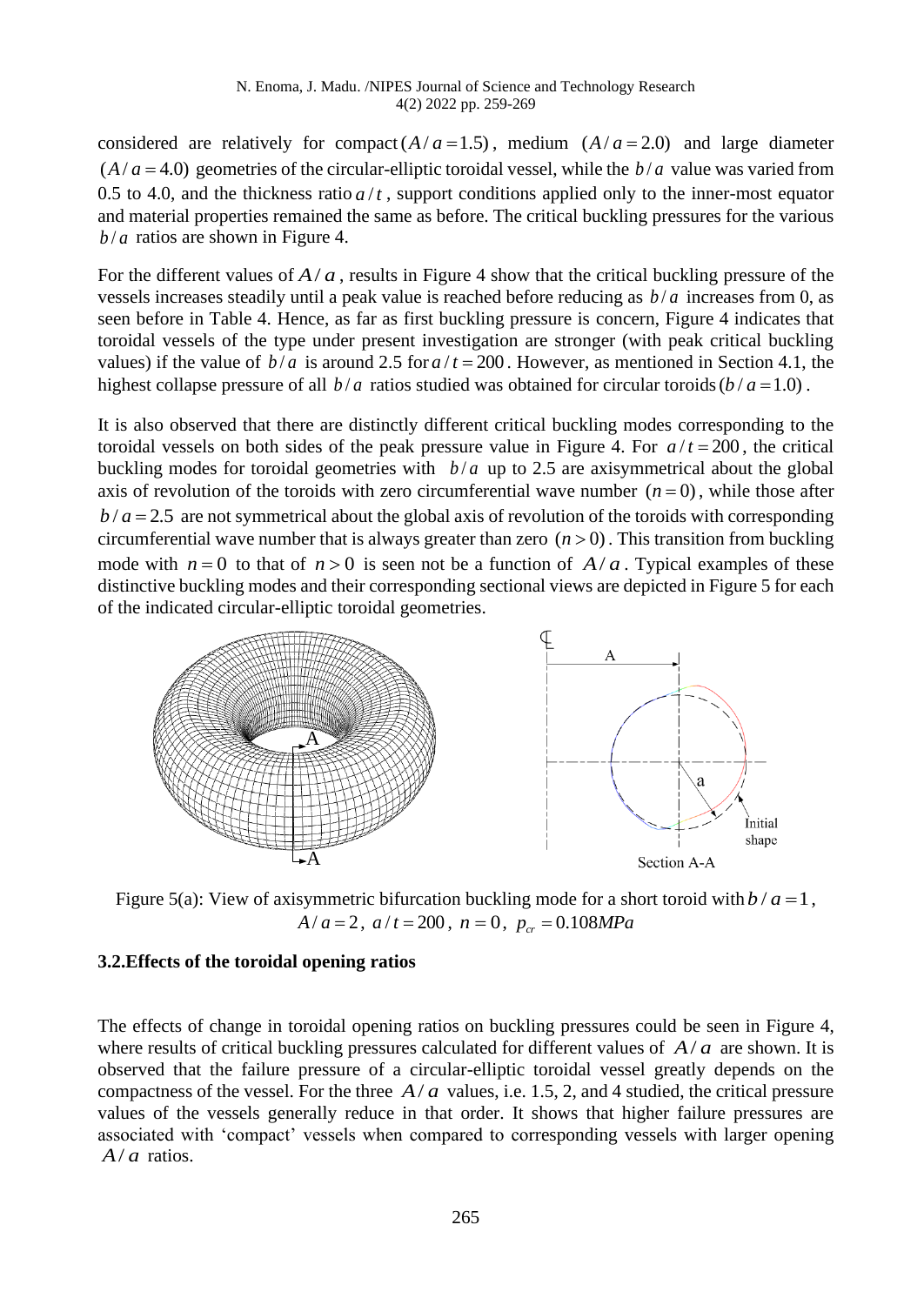considered are relatively for compact $(A/a = 1.5)$, medium $(A/a = 2.0)$ and large diameter $(A/a = 4.0)$ geometries of the circular-elliptic toroidal vessel, while the $b/a$ value was varied from 0.5 to 4.0, and the thickness ratio $a/t$, support conditions applied only to the inner-most equator and material properties remained the same as before. The critical buckling pressures for the various $b/a$ ratios are shown in Figure 4.

For the different values of $A/a$, results in Figure 4 show that the critical buckling pressure of the vessels increases steadily until a peak value is reached before reducing as $b/a$ increases from 0, as seen before in Table 4. Hence, as far as first buckling pressure is concern, Figure 4 indicates that toroidal vessels of the type under present investigation are stronger (with peak critical buckling values) if the value of $b/a$ is around 2.5 for $a/t = 200$. However, as mentioned in Section 4.1, the highest collapse pressure of all $b/a$ ratios studied was obtained for circular toroids $(b/a = 1.0)$.

It is also observed that there are distinctly different critical buckling modes corresponding to the toroidal vessels on both sides of the peak pressure value in Figure 4. For $a/t = 200$, the critical buckling modes for toroidal geometries with $b/a$ up to 2.5 are axisymmetrical about the global axis of revolution of the toroids with zero circumferential wave number $(n = 0)$, while those after $b/a = 2.5$ are not symmetrical about the global axis of revolution of the toroids with corresponding circumferential wave number that is always greater than zero $(n > 0)$. This transition from buckling mode with $n = 0$ to that of $n > 0$ is seen not be a function of $A/a$. Typical examples of these distinctive buckling modes and their corresponding sectional views are depicted in Figure 5 for each of the indicated circular-elliptic toroidal geometries.

Figure 5(a): View of axisymmetric bifurcation buckling mode for a short toroid with $b/a = 1$, $A/a = 2$, $a/t = 200$, $n = 0$, $p_{cr} = 0.108MPa$

### 3.2. Effects of the toroidal opening ratios

The effects of change in toroidal opening ratios on buckling pressures could be seen in Figure 4, where results of critical buckling pressures calculated for different values of $A/a$ are shown. It is observed that the failure pressure of a circular-elliptic toroidal vessel greatly depends on the compactness of the vessel. For the three $A/a$ values, i.e. 1.5, 2, and 4 studied, the critical pressure values of the vessels generally reduce in that order. It shows that higher failure pressures are associated with 'compact' vessels when compared to corresponding vessels with larger opening $A/a$ ratios.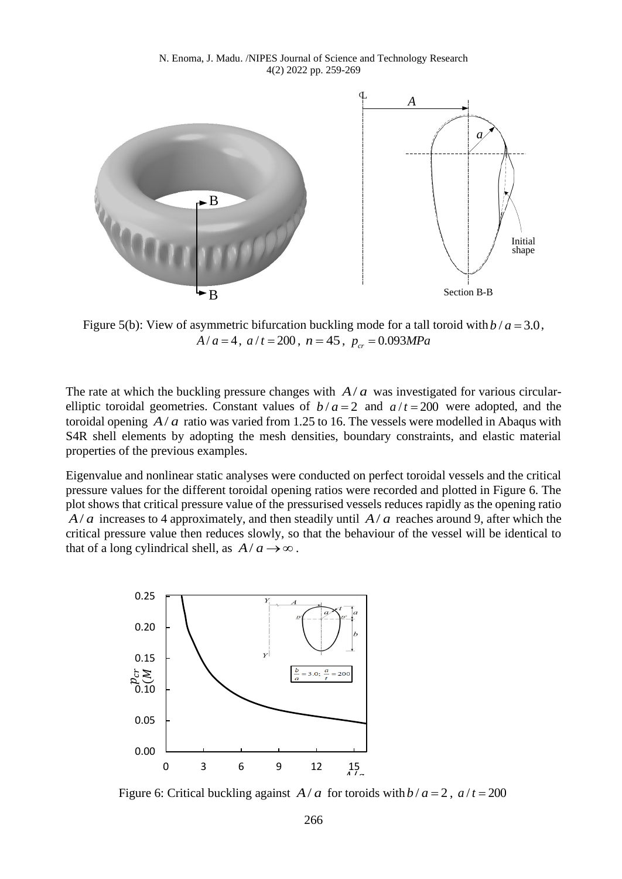Figure 5(b): View of asymmetric bifurcation buckling mode for a tall toroid with $b/a = 3.0$, $A/a = 4$, $a/t = 200$, $n = 45$, $p_{cr} = 0.093MPa$

The rate at which the buckling pressure changes with $A/a$ was investigated for various circular-elliptic toroidal geometries. Constant values of $b/a = 2$ and $a/t = 200$ were adopted, and the toroidal opening $A/a$ ratio was varied from 1.25 to 16. The vessels were modelled in Abaqus with S4R shell elements by adopting the mesh densities, boundary constraints, and elastic material properties of the previous examples.

Eigenvalue and nonlinear static analyses were conducted on perfect toroidal vessels and the critical pressure values for the different toroidal opening ratios were recorded and plotted in Figure 6. The plot shows that critical pressure value of the pressurised vessels reduces rapidly as the opening ratio $A/a$ increases to 4 approximately, and then steadily until $A/a$ reaches around 9, after which the critical pressure value then reduces slowly, so that the behaviour of the vessel will be identical to that of a long cylindrical shell, as $A/a \to \infty$.

Figure 6: Critical buckling against $A/a$ for toroids with $b/a = 2$, $a/t = 200$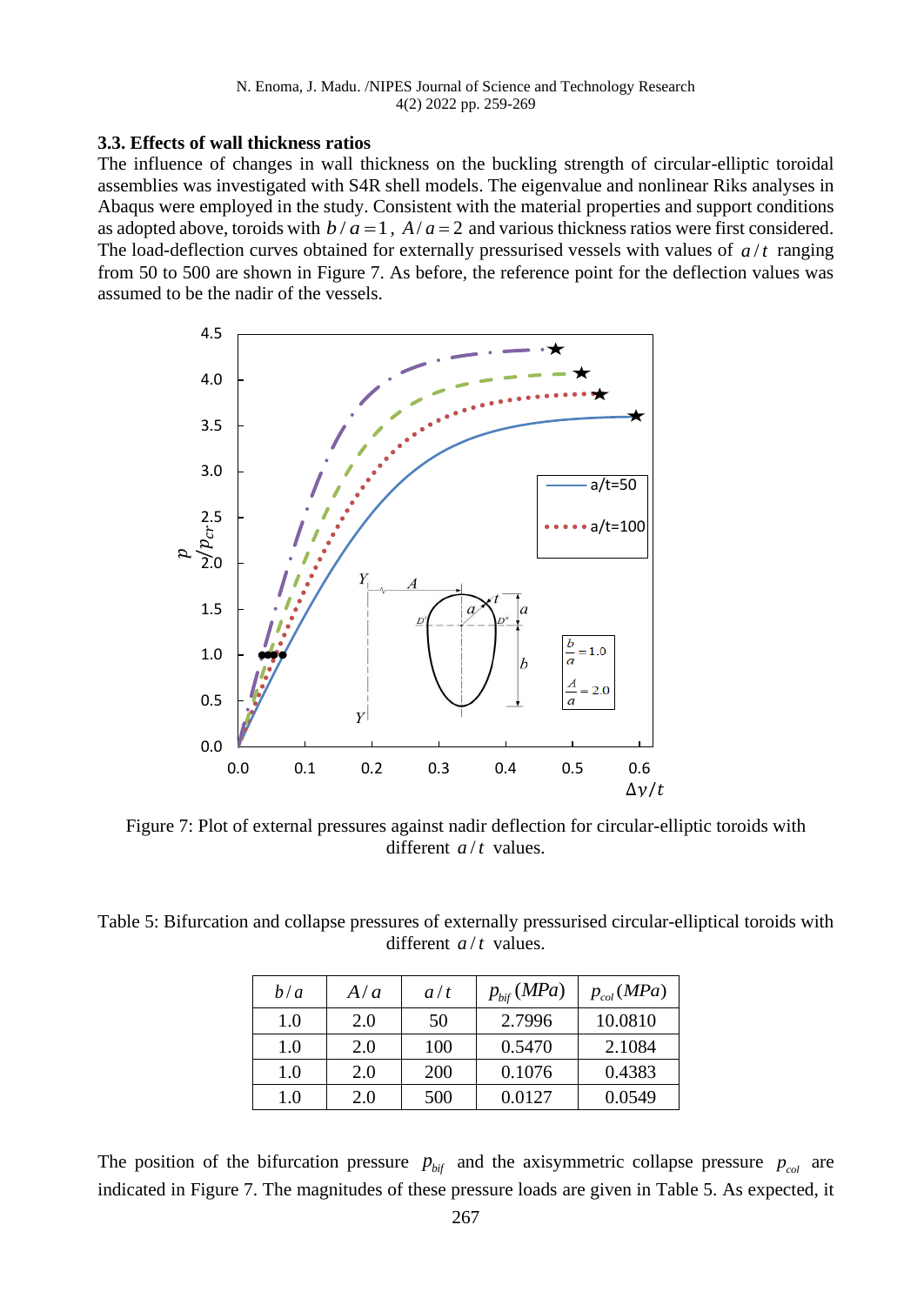### 3.3. Effects of wall thickness ratios

The influence of changes in wall thickness on the buckling strength of circular-elliptic toroidal assemblies was investigated with S4R shell models. The eigenvalue and nonlinear Riks analyses in Abaqus were employed in the study. Consistent with the material properties and support conditions as adopted above, toroids with $b/a=1$, $A/a=2$ and various thickness ratios were first considered. The load-deflection curves obtained for externally pressurised vessels with values of $a/t$ ranging from 50 to 500 are shown in Figure 7. As before, the reference point for the deflection values was assumed to be the nadir of the vessels.

Figure 7: Plot of external pressures against nadir deflection for circular-elliptic toroids with different $a/t$ values.

Table 5: Bifurcation and collapse pressures of externally pressurised circular-elliptical toroids with different $a/t$ values.

| $b/a$ | $A/a$ | $a/t$ | $p_{bif}\,(MPa)$ | $p_{col}\,(MPa)$ |
|---|---|---|---|---|
| 1.0 | 2.0 | 50 | 2.7996 | 10.0810 |
| 1.0 | 2.0 | 100 | 0.5470 | 2.1084 |
| 1.0 | 2.0 | 200 | 0.1076 | 0.4383 |
| 1.0 | 2.0 | 500 | 0.0127 | 0.0549 |

The position of the bifurcation pressure $p_{bif}$ and the axisymmetric collapse pressure $p_{col}$ are indicated in Figure 7. The magnitudes of these pressure loads are given in Table 5. As expected, it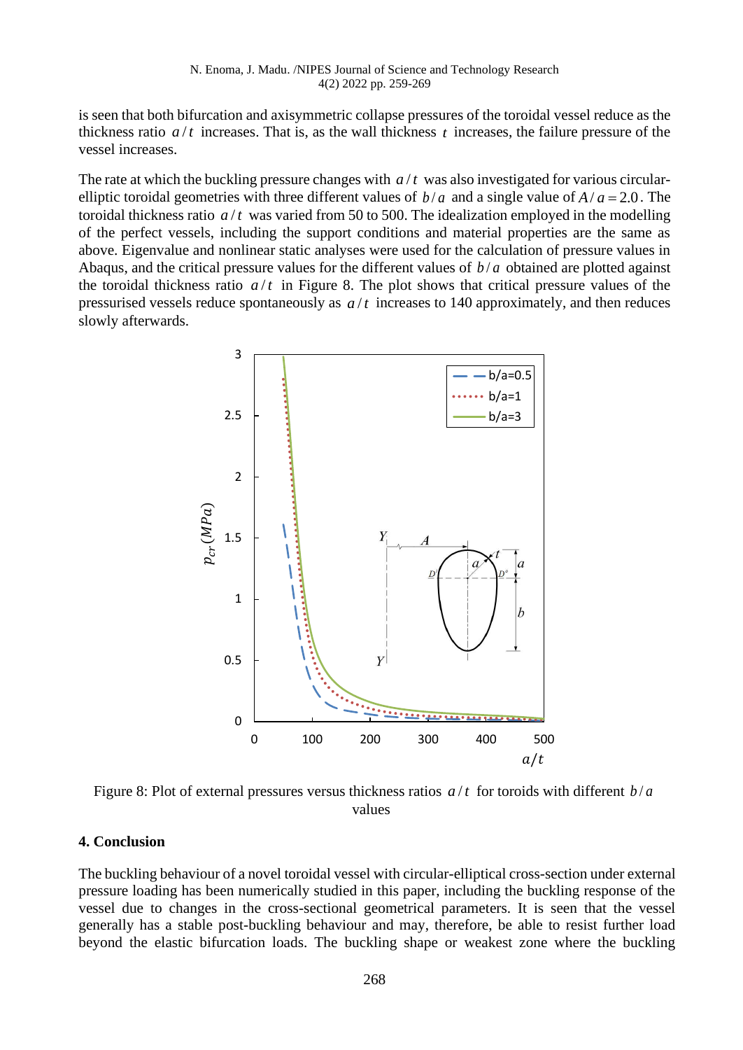is seen that both bifurcation and axisymmetric collapse pressures of the toroidal vessel reduce as the thickness ratio $a/t$ increases. That is, as the wall thickness $t$ increases, the failure pressure of the vessel increases.

The rate at which the buckling pressure changes with $a/t$ was also investigated for various circular-elliptic toroidal geometries with three different values of $b/a$ and a single value of $A/a = 2.0$. The toroidal thickness ratio $a/t$ was varied from 50 to 500. The idealization employed in the modelling of the perfect vessels, including the support conditions and material properties are the same as above. Eigenvalue and nonlinear static analyses were used for the calculation of pressure values in Abaqus, and the critical pressure values for the different values of $b/a$ obtained are plotted against the toroidal thickness ratio $a/t$ in Figure 8. The plot shows that critical pressure values of the pressurised vessels reduce spontaneously as $a/t$ increases to 140 approximately, and then reduces slowly afterwards.

Figure 8: Plot of external pressures versus thickness ratios $a/t$ for toroids with different $b/a$ values

## 4. Conclusion

The buckling behaviour of a novel toroidal vessel with circular-elliptical cross-section under external pressure loading has been numerically studied in this paper, including the buckling response of the vessel due to changes in the cross-sectional geometrical parameters. It is seen that the vessel generally has a stable post-buckling behaviour and may, therefore, be able to resist further load beyond the elastic bifurcation loads. The buckling shape or weakest zone where the buckling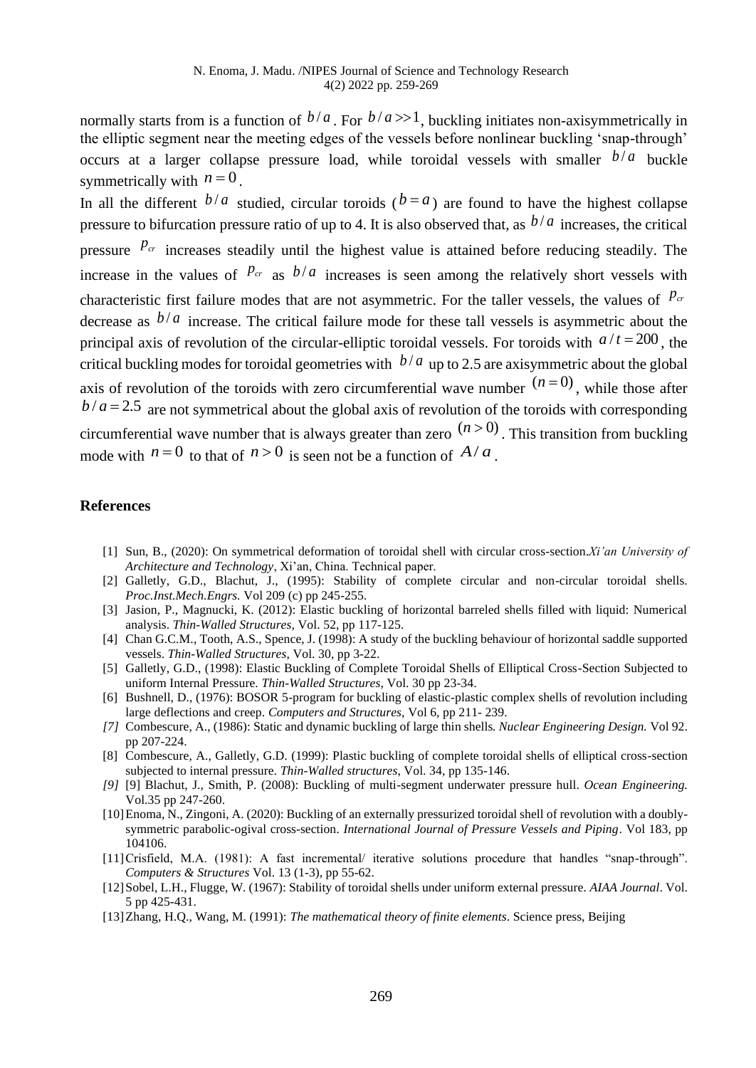normally starts from is a function of $b/a$. For $b/a >> 1$, buckling initiates non-axisymmetrically in the elliptic segment near the meeting edges of the vessels before nonlinear buckling 'snap-through' occurs at a larger collapse pressure load, while toroidal vessels with smaller $b/a$ buckle symmetrically with $n = 0$.

In all the different $b/a$ studied, circular toroids ($b = a$) are found to have the highest collapse pressure to bifurcation pressure ratio of up to 4. It is also observed that, as $b/a$ increases, the critical pressure $p_{cr}$ increases steadily until the highest value is attained before reducing steadily. The increase in the values of $p_{cr}$ as $b/a$ increases is seen among the relatively short vessels with characteristic first failure modes that are not asymmetric. For the taller vessels, the values of $p_{cr}$ decrease as $b/a$ increase. The critical failure mode for these tall vessels is asymmetric about the principal axis of revolution of the circular-elliptic toroidal vessels. For toroids with $a/t = 200$, the critical buckling modes for toroidal geometries with $b/a$ up to 2.5 are axisymmetric about the global axis of revolution of the toroids with zero circumferential wave number $(n = 0)$, while those after $b/a = 2.5$ are not symmetrical about the global axis of revolution of the toroids with corresponding circumferential wave number that is always greater than zero $(n > 0)$. This transition from buckling mode with $n = 0$ to that of $n > 0$ is seen not be a function of $A/a$.

## References

[1] Sun, B., (2020): On symmetrical deformation of toroidal shell with circular cross-section.*Xi'an University of Architecture and Technology*, Xi'an, China. Technical paper.

[2] Galletly, G.D., Blachut, J., (1995): Stability of complete circular and non-circular toroidal shells. *Proc.Inst.Mech.Engrs.* Vol 209 (c) pp 245-255.

[3] Jasion, P., Magnucki, K. (2012): Elastic buckling of horizontal barreled shells filled with liquid: Numerical analysis. *Thin-Walled Structures*, Vol. 52, pp 117-125.

[4] Chan G.C.M., Tooth, A.S., Spence, J. (1998): A study of the buckling behaviour of horizontal saddle supported vessels. *Thin-Walled Structures*, Vol. 30, pp 3-22.

[5] Galletly, G.D., (1998): Elastic Buckling of Complete Toroidal Shells of Elliptical Cross-Section Subjected to uniform Internal Pressure. *Thin-Walled Structures*, Vol. 30 pp 23-34.

[6] Bushnell, D., (1976): BOSOR 5-program for buckling of elastic-plastic complex shells of revolution including large deflections and creep. *Computers and Structures*, Vol 6, pp 211- 239.

*[7]* Combescure, A., (1986): Static and dynamic buckling of large thin shells. *Nuclear Engineering Design.* Vol 92. pp 207-224.

[8] Combescure, A., Galletly, G.D. (1999): Plastic buckling of complete toroidal shells of elliptical cross-section subjected to internal pressure. *Thin-Walled structures*, Vol. 34, pp 135-146.

*[9]* [9] Blachut, J., Smith, P. (2008): Buckling of multi-segment underwater pressure hull. *Ocean Engineering.* Vol.35 pp 247-260.

[10] Enoma, N., Zingoni, A. (2020): Buckling of an externally pressurized toroidal shell of revolution with a doubly-symmetric parabolic-ogival cross-section. *International Journal of Pressure Vessels and Piping*. Vol 183, pp 104106.

[11] Crisfield, M.A. (1981): A fast incremental/ iterative solutions procedure that handles "snap-through". *Computers & Structures* Vol. 13 (1-3), pp 55-62.

[12] Sobel, L.H., Flugge, W. (1967): Stability of toroidal shells under uniform external pressure. *AIAA Journal*. Vol. 5 pp 425-431.

[13] Zhang, H.Q., Wang, M. (1991): *The mathematical theory of finite elements*. Science press, Beijing